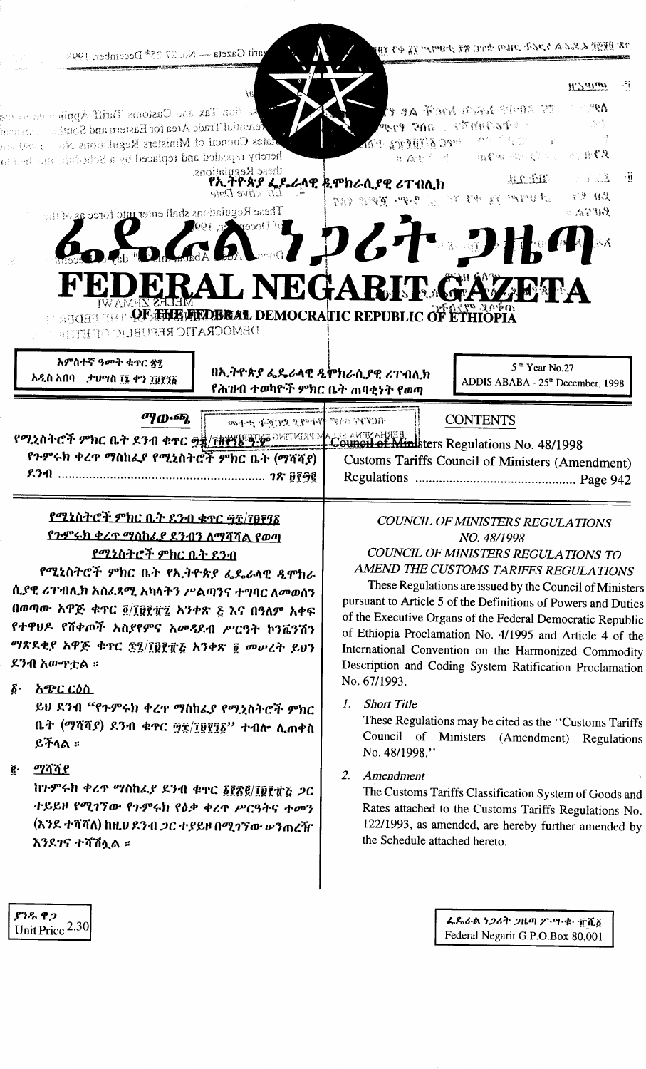# የኢትዮጵያ ፌዴራላዊ ዲሞክራሲያዊ ሪፐብሊክ

# ፌዴራል ነጋሪት ጋዜጣ

# FEDERAL NEGARIT GAZETA

## OF THE FEDERAL DEMOCRATIC REPUBLIC OF ETHIOPIA

| አምስተኛ ዓመት ቁጥር ፳፯ አዲስ አበባ – ታህሣስ ፲፮ ቀን ፲፱፻፺፩ | በኢትዮጵያ ፌዴራላዊ ዲሞክራሲያዊ ሪፐብሊክ የሕዝብ ተወካዮች ምክር ቤት ጠባቂነት የወጣ | 5th Year No.27 ADDIS ABABA - 25th December, 1998 |
|---|---|---|

| ማውጫ | CONTENTS |
|---|---|
| የሚኒስትሮች ምክር ቤት ደንብ ቁጥር ፵፰/፲፱፻፺፩ ዓ.ም | Council of Ministers Regulations No. 48/1998 |
| የጉምሩክ ቀረጥ ማስከፈያ የሚኒስትሮች ምክር ቤት (ማሻሻያ) ደንብ ..................... ገጽ ፱፻፵፪ | Customs Tariffs Council of Ministers (Amendment) Regulations ..................... Page 942 |

### የሚኒስትሮች ምክር ቤት ደንብ ቁጥር ፵፰/፲፱፻፺፩ የጉምሩክ ቀረጥ ማስከፈያ ደንብን ለማሻሻል የወጣ የሚኒስትሮች ምክር ቤት ደንብ

የሚኒስትሮች ምክር ቤት የኢትዮጵያ ፌዴራላዊ ዲሞክራሲያዊ ሪፐብሊክ አስፈጻሚ አካላትን ሥልጣንና ተግባር ለመወሰን በወጣው አዋጅ ቁጥር ፬/፲፱፻፹፯ አንቀጽ ፭ እና በዓለም አቀፍ የተዋሀዶ የሸቀጦች አሰያየምና አመዳደብ ሥርዓት ኮንቬንሽን ማጽደቂያ አዋጅ ቁጥር ፷፯/፲፱፻፹፭ አንቀጽ ፬ መሠረት ይህን ደንብ አውጥቷል ።

፩· አጭር ርዕስ

ይህ ደንብ "የጉምሩክ ቀረጥ ማስከፈያ የሚኒስትሮች ምክር ቤት (ማሻሻያ) ደንብ ቁጥር ፵፰/፲፱፻፺፩" ተብሎ ሊጠቀስ ይችላል ።

፪· ማሻሻያ

ከጉምሩክ ቀረጥ ማስከፈያ ደንብ ቁጥር ፩፻፳፪/፲፱፻፹፭ ጋር ተያይዞ የሚገኘው የጉምሩክ የዕቃ ቀረጥ ሥርዓትና ተመን (እንደ ተሻሻለ) ከዚህ ደንብ ጋር ተያይዞ በሚገኘው ሠንጠረዥ እንደገና ተሻሽሏል ።

### COUNCIL OF MINISTERS REGULATIONS NO. 48/1998

### COUNCIL OF MINISTERS REGULATIONS TO AMEND THE CUSTOMS TARIFFS REGULATIONS

These Regulations are issued by the Council of Ministers pursuant to Article 5 of the Definitions of Powers and Duties of the Executive Organs of the Federal Democratic Republic of Ethiopia Proclamation No. 4/1995 and Article 4 of the International Convention on the Harmonized Commodity Description and Coding System Ratification Proclamation No. 67/1993.

*1. Short Title*

These Regulations may be cited as the "Customs Tariffs Council of Ministers (Amendment) Regulations No. 48/1998."

*2. Amendment*

The Customs Tariffs Classification System of Goods and Rates attached to the Customs Tariffs Regulations No. 122/1993, as amended, are hereby further amended by the Schedule attached hereto.

ያንዱ ዋጋ Unit Price 2.30

ፌዴራል ነጋሪት ጋዜጣ ፖ·ሣ·ቁ· ፹ሺ፩ Federal Negarit G.P.O.Box 80,001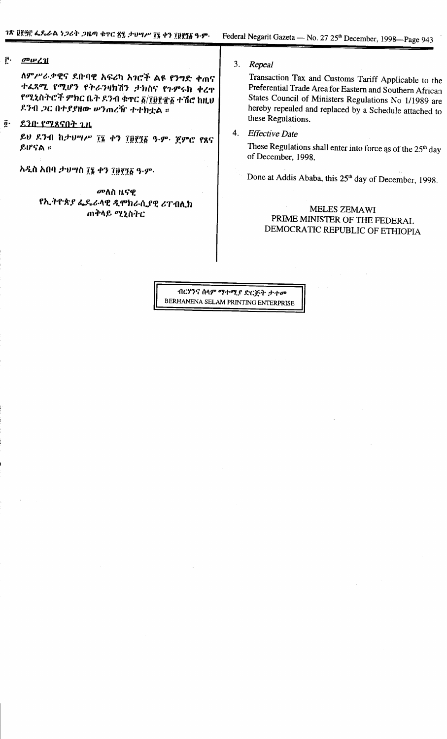፫· መሠረዝ

ለምሥራቃዊና ደቡባዊ አፍሪካ አገሮች ልዩ የንግድ ቀጠና ተፈጻሚ የሚሆን የትራንዛክሽን ታክስና የጉምሩክ ቀረጥ የሚኒስትሮች ምክር ቤት ደንብ ቁጥር ፩/፲፱፻፹፩ ተሽሮ ከዚህ ደንብ ጋር በተያያዘው ሠንጠረዥ ተተክቷል ።

፬· ደንቡ የሚጸናበት ጊዜ

ይህ ደንብ ከታህሣሥ ፲፮ ቀን ፲፱፻፺፩ ዓ·ም· ጀምሮ የጸና ይሆናል ።

አዲስ አበባ ታህሣስ ፲፮ ቀን ፲፱፻፺፩ ዓ·ም·

መለስ ዜናዊ
የኢትዮጵያ ፌዴራላዊ ዲሞክራሲያዊ ሪፐብሊክ
ጠቅላይ ሚኒስትር

3. *Repeal*

Transaction Tax and Customs Tariff Applicable to the Preferential Trade Area for Eastern and Southern African States Council of Ministers Regulations No 1/1989 are hereby repealed and replaced by a Schedule attached to these Regulations.

4. *Effective Date*

These Regulations shall enter into force as of the 25th day of December, 1998.

Done at Addis Ababa, this 25th day of December, 1998.

MELES ZEMAWI
PRIME MINISTER OF THE FEDERAL
DEMOCRATIC REPUBLIC OF ETHIOPIA

ብርሃንና ሰላም ማተሚያ ድርጅት ታተመ
BERHANENA SELAM PRINTING ENTERPRISE